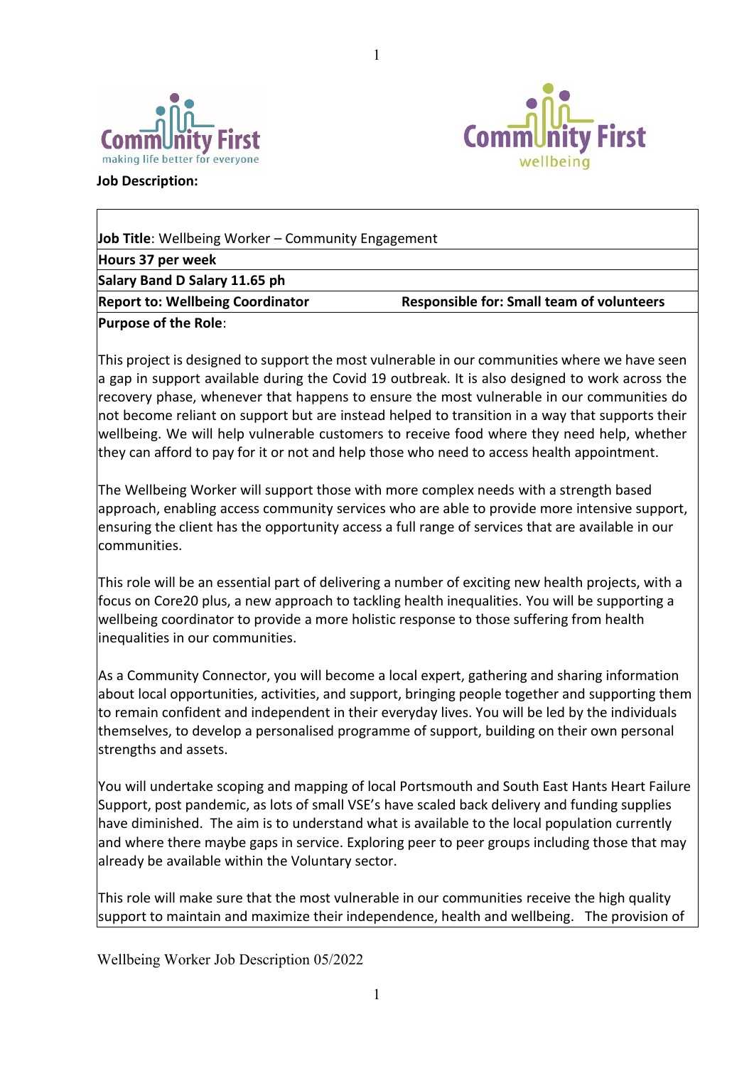**Job Description:**

| **Job Title**: Wellbeing Worker – Community Engagement | |
|---|---|
| **Hours 37 per week** | |
| **Salary Band D Salary 11.65 ph** | |
| **Report to: Wellbeing Coordinator** | **Responsible for: Small team of volunteers** |

**Purpose of the Role**:

This project is designed to support the most vulnerable in our communities where we have seen a gap in support available during the Covid 19 outbreak. It is also designed to work across the recovery phase, whenever that happens to ensure the most vulnerable in our communities do not become reliant on support but are instead helped to transition in a way that supports their wellbeing. We will help vulnerable customers to receive food where they need help, whether they can afford to pay for it or not and help those who need to access health appointment.

The Wellbeing Worker will support those with more complex needs with a strength based approach, enabling access community services who are able to provide more intensive support, ensuring the client has the opportunity access a full range of services that are available in our communities.

This role will be an essential part of delivering a number of exciting new health projects, with a focus on Core20 plus, a new approach to tackling health inequalities. You will be supporting a wellbeing coordinator to provide a more holistic response to those suffering from health inequalities in our communities.

As a Community Connector, you will become a local expert, gathering and sharing information about local opportunities, activities, and support, bringing people together and supporting them to remain confident and independent in their everyday lives. You will be led by the individuals themselves, to develop a personalised programme of support, building on their own personal strengths and assets.

You will undertake scoping and mapping of local Portsmouth and South East Hants Heart Failure Support, post pandemic, as lots of small VSE's have scaled back delivery and funding supplies have diminished. The aim is to understand what is available to the local population currently and where there maybe gaps in service. Exploring peer to peer groups including those that may already be available within the Voluntary sector.

This role will make sure that the most vulnerable in our communities receive the high quality support to maintain and maximize their independence, health and wellbeing. The provision of

Wellbeing Worker Job Description 05/2022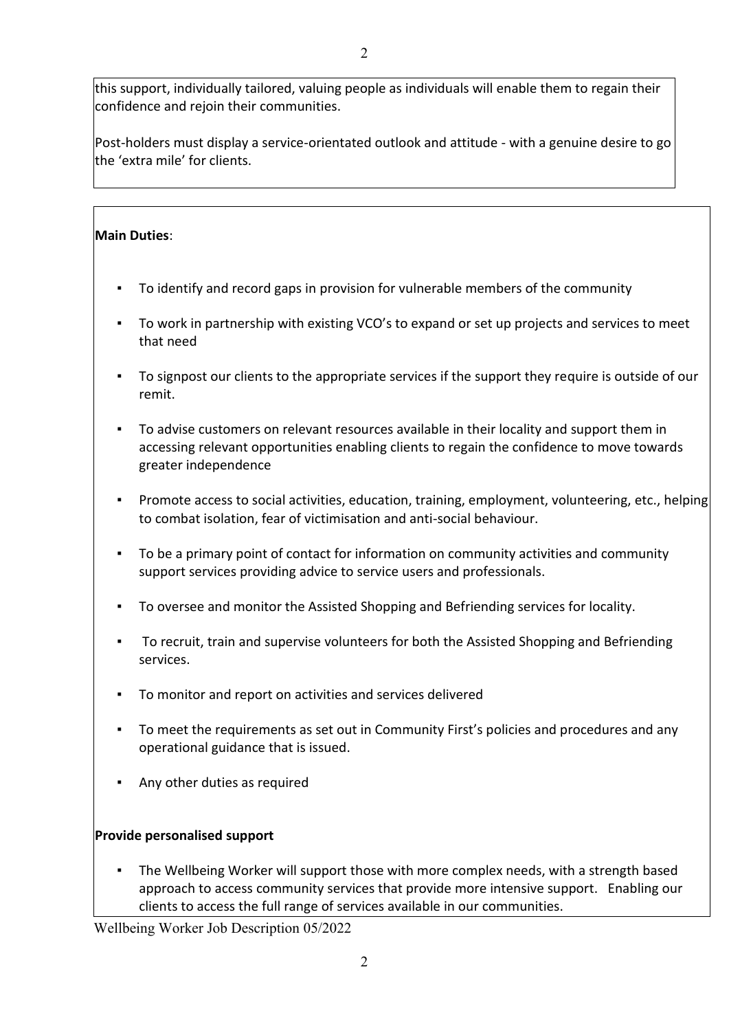this support, individually tailored, valuing people as individuals will enable them to regain their confidence and rejoin their communities.

Post-holders must display a service-orientated outlook and attitude - with a genuine desire to go the 'extra mile' for clients.

**Main Duties**:

- To identify and record gaps in provision for vulnerable members of the community
- To work in partnership with existing VCO's to expand or set up projects and services to meet that need
- To signpost our clients to the appropriate services if the support they require is outside of our remit.
- To advise customers on relevant resources available in their locality and support them in accessing relevant opportunities enabling clients to regain the confidence to move towards greater independence
- Promote access to social activities, education, training, employment, volunteering, etc., helping to combat isolation, fear of victimisation and anti-social behaviour.
- To be a primary point of contact for information on community activities and community support services providing advice to service users and professionals.
- To oversee and monitor the Assisted Shopping and Befriending services for locality.
- To recruit, train and supervise volunteers for both the Assisted Shopping and Befriending services.
- To monitor and report on activities and services delivered
- To meet the requirements as set out in Community First's policies and procedures and any operational guidance that is issued.
- Any other duties as required

**Provide personalised support**

- The Wellbeing Worker will support those with more complex needs, with a strength based approach to access community services that provide more intensive support. Enabling our clients to access the full range of services available in our communities.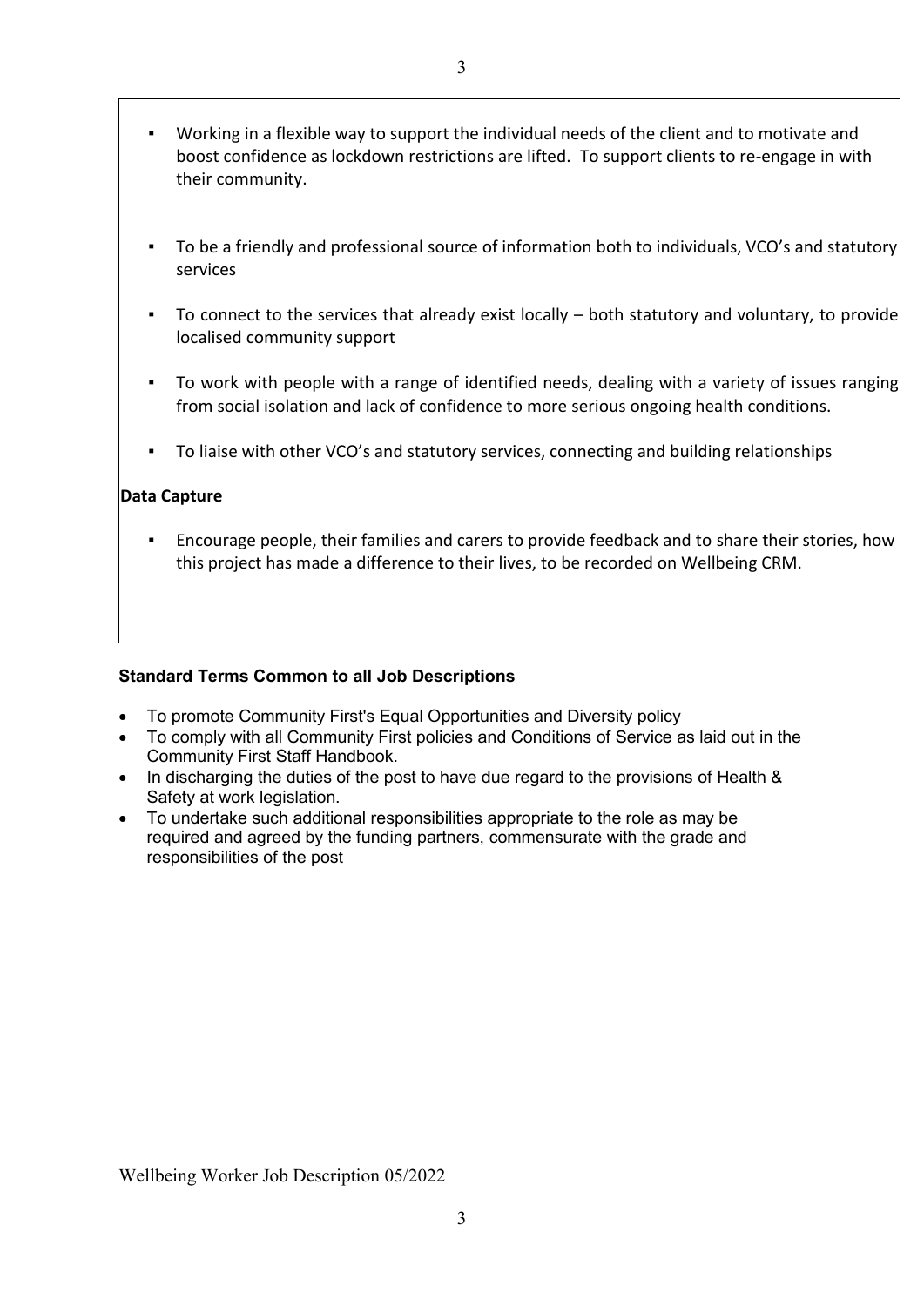- Working in a flexible way to support the individual needs of the client and to motivate and boost confidence as lockdown restrictions are lifted. To support clients to re-engage in with their community.

- To be a friendly and professional source of information both to individuals, VCO's and statutory services

- To connect to the services that already exist locally – both statutory and voluntary, to provide localised community support

- To work with people with a range of identified needs, dealing with a variety of issues ranging from social isolation and lack of confidence to more serious ongoing health conditions.

- To liaise with other VCO's and statutory services, connecting and building relationships

**Data Capture**

- Encourage people, their families and carers to provide feedback and to share their stories, how this project has made a difference to their lives, to be recorded on Wellbeing CRM.

**Standard Terms Common to all Job Descriptions**

- To promote Community First's Equal Opportunities and Diversity policy
- To comply with all Community First policies and Conditions of Service as laid out in the Community First Staff Handbook.
- In discharging the duties of the post to have due regard to the provisions of Health & Safety at work legislation.
- To undertake such additional responsibilities appropriate to the role as may be required and agreed by the funding partners, commensurate with the grade and responsibilities of the post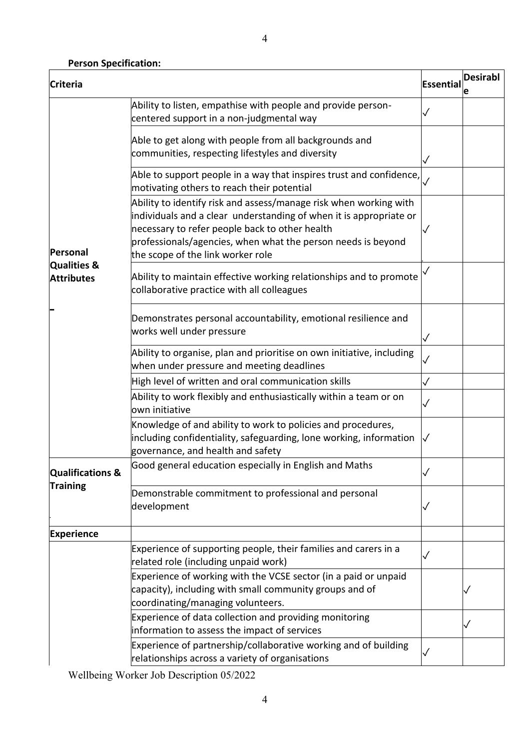**Person Specification:**

| Criteria | | Essential | Desirable |
|---|---|---|---|
| Personal Qualities & Attributes | Ability to listen, empathise with people and provide person-centered support in a non-judgmental way | ✓ | |
| | Able to get along with people from all backgrounds and communities, respecting lifestyles and diversity | ✓ | |
| | Able to support people in a way that inspires trust and confidence, motivating others to reach their potential | ✓ | |
| | Ability to identify risk and assess/manage risk when working with individuals and a clear understanding of when it is appropriate or necessary to refer people back to other health professionals/agencies, when what the person needs is beyond the scope of the link worker role | ✓ | |
| | Ability to maintain effective working relationships and to promote collaborative practice with all colleagues | ✓ | |
| | Demonstrates personal accountability, emotional resilience and works well under pressure | ✓ | |
| | Ability to organise, plan and prioritise on own initiative, including when under pressure and meeting deadlines | ✓ | |
| | High level of written and oral communication skills | ✓ | |
| | Ability to work flexibly and enthusiastically within a team or on own initiative | ✓ | |
| | Knowledge of and ability to work to policies and procedures, including confidentiality, safeguarding, lone working, information governance, and health and safety | ✓ | |
| Qualifications & Training | Good general education especially in English and Maths | ✓ | |
| | Demonstrable commitment to professional and personal development | ✓ | |
| Experience | | | |
| | Experience of supporting people, their families and carers in a related role (including unpaid work) | ✓ | |
| | Experience of working with the VCSE sector (in a paid or unpaid capacity), including with small community groups and of coordinating/managing volunteers. | | ✓ |
| | Experience of data collection and providing monitoring information to assess the impact of services | | ✓ |
| | Experience of partnership/collaborative working and of building relationships across a variety of organisations | ✓ | |

Wellbeing Worker Job Description 05/2022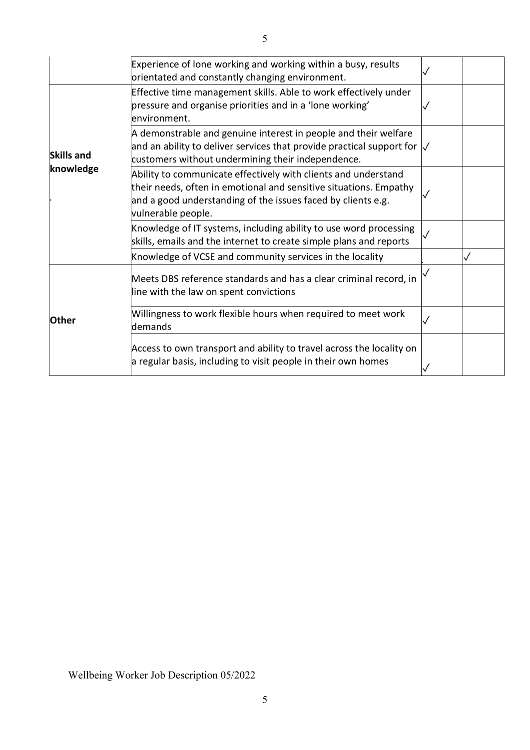| | | | |
|---|---|---|---|
| | Experience of lone working and working within a busy, results orientated and constantly changing environment. | ✓ | |
| **Skills and knowledge** | Effective time management skills. Able to work effectively under pressure and organise priorities and in a 'lone working' environment. | ✓ | |
| | A demonstrable and genuine interest in people and their welfare and an ability to deliver services that provide practical support for customers without undermining their independence. | ✓ | |
| | Ability to communicate effectively with clients and understand their needs, often in emotional and sensitive situations. Empathy and a good understanding of the issues faced by clients e.g. vulnerable people. | ✓ | |
| | Knowledge of IT systems, including ability to use word processing skills, emails and the internet to create simple plans and reports | ✓ | |
| | Knowledge of VCSE and community services in the locality | . | ✓ |
| **Other** | Meets DBS reference standards and has a clear criminal record, in line with the law on spent convictions | ✓ | |
| | Willingness to work flexible hours when required to meet work demands | ✓ | |
| | Access to own transport and ability to travel across the locality on a regular basis, including to visit people in their own homes | ✓ | |

Wellbeing Worker Job Description 05/2022